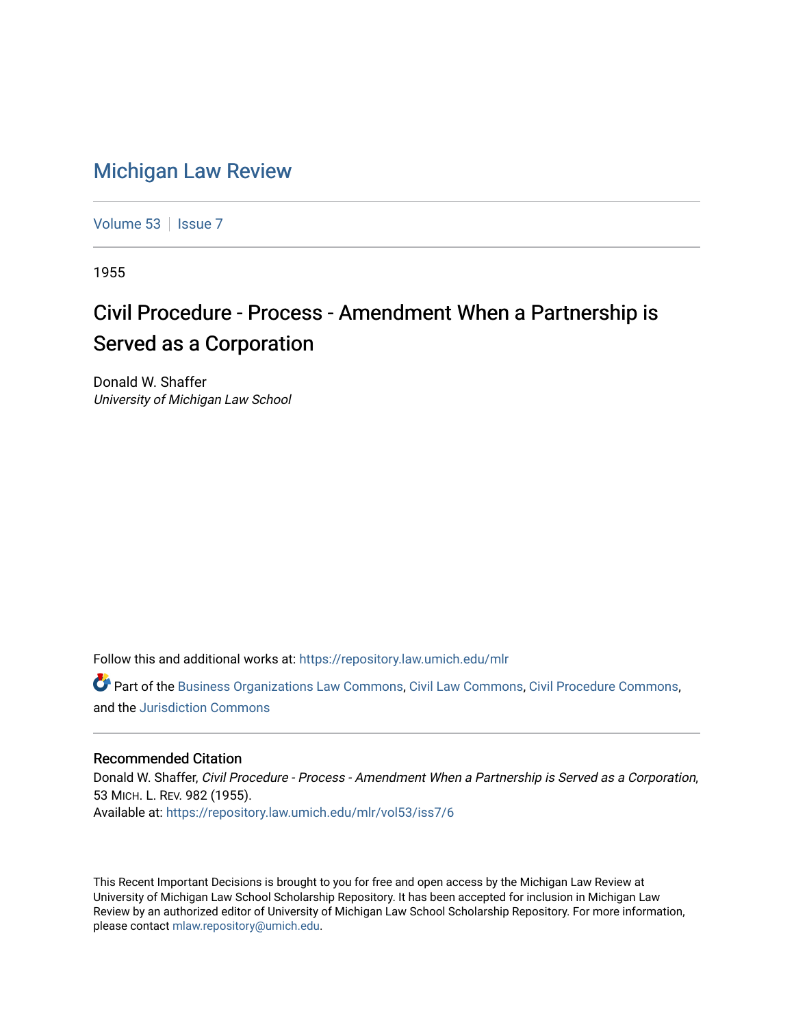# Michigan Law Review

Volume 53 | Issue 7

1955

## Civil Procedure - Process - Amendment When a Partnership is Served as a Corporation

Donald W. Shaffer
*University of Michigan Law School*

Follow this and additional works at: https://repository.law.umich.edu/mlr

Part of the Business Organizations Law Commons, Civil Law Commons, Civil Procedure Commons, and the Jurisdiction Commons

### Recommended Citation

Donald W. Shaffer, *Civil Procedure - Process - Amendment When a Partnership is Served as a Corporation*, 53 MICH. L. REV. 982 (1955).
Available at: https://repository.law.umich.edu/mlr/vol53/iss7/6

This Recent Important Decisions is brought to you for free and open access by the Michigan Law Review at University of Michigan Law School Scholarship Repository. It has been accepted for inclusion in Michigan Law Review by an authorized editor of University of Michigan Law School Scholarship Repository. For more information, please contact mlaw.repository@umich.edu.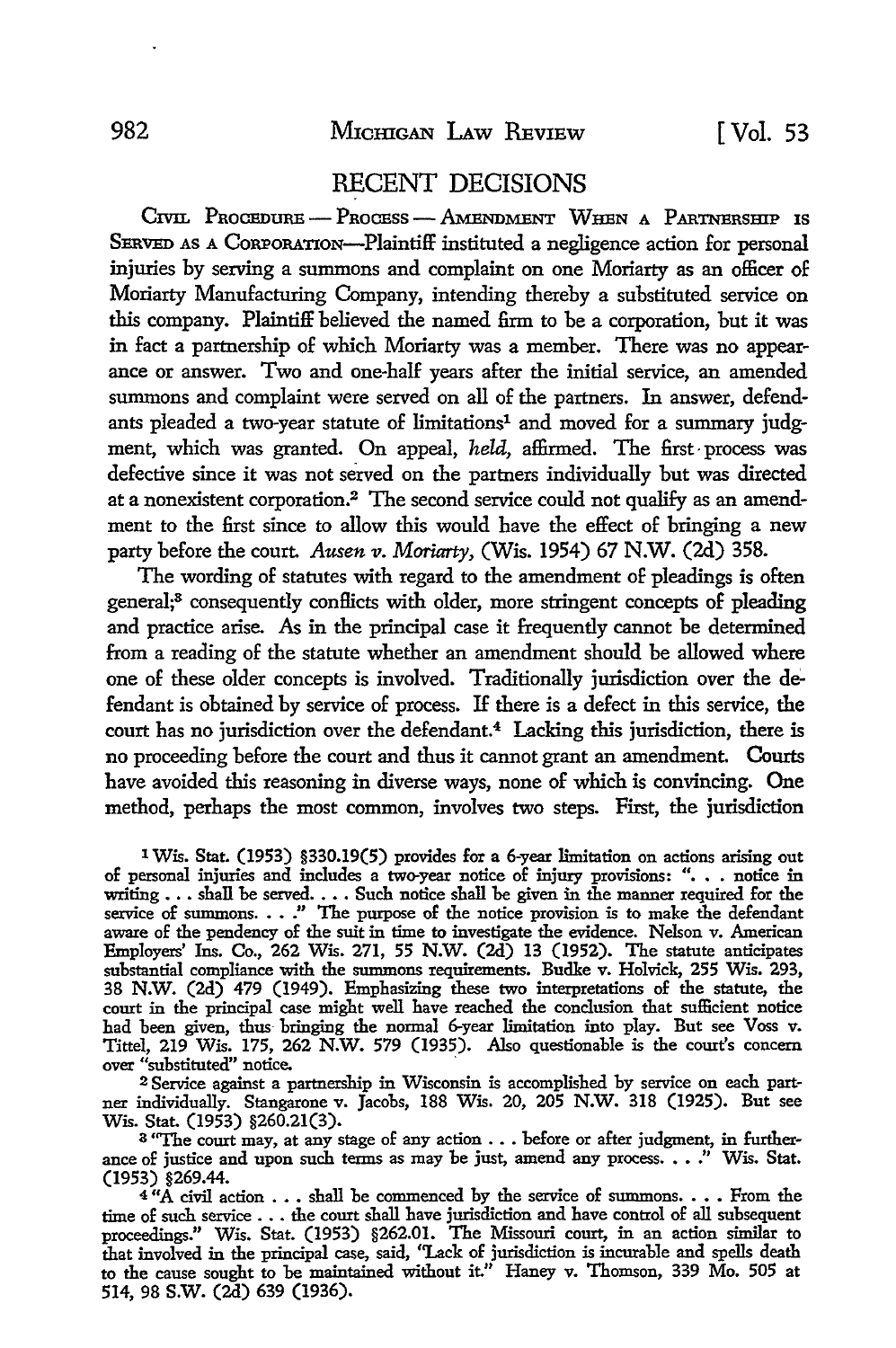## RECENT DECISIONS

Civil Procedure — Process — Amendment When a Partnership is Served as a Corporation—Plaintiff instituted a negligence action for personal injuries by serving a summons and complaint on one Moriarty as an officer of Moriarty Manufacturing Company, intending thereby a substituted service on this company. Plaintiff believed the named firm to be a corporation, but it was in fact a partnership of which Moriarty was a member. There was no appearance or answer. Two and one-half years after the initial service, an amended summons and complaint were served on all of the partners. In answer, defendants pleaded a two-year statute of limitations[1] and moved for a summary judgment, which was granted. On appeal, *held,* affirmed. The first process was defective since it was not served on the partners individually but was directed at a nonexistent corporation.[2] The second service could not qualify as an amendment to the first since to allow this would have the effect of bringing a new party before the court. *Ausen v. Moriarty,* (Wis. 1954) 67 N.W. (2d) 358.

The wording of statutes with regard to the amendment of pleadings is often general;[3] consequently conflicts with older, more stringent concepts of pleading and practice arise. As in the principal case it frequently cannot be determined from a reading of the statute whether an amendment should be allowed where one of these older concepts is involved. Traditionally jurisdiction over the defendant is obtained by service of process. If there is a defect in this service, the court has no jurisdiction over the defendant.[4] Lacking this jurisdiction, there is no proceeding before the court and thus it cannot grant an amendment. Courts have avoided this reasoning in diverse ways, none of which is convincing. One method, perhaps the most common, involves two steps. First, the jurisdiction

---

[1] Wis. Stat. (1953) §330.19(5) provides for a 6-year limitation on actions arising out of personal injuries and includes a two-year notice of injury provisions: ". . . notice in writing . . . shall be served. . . . Such notice shall be given in the manner required for the service of summons. . . ." The purpose of the notice provision is to make the defendant aware of the pendency of the suit in time to investigate the evidence. Nelson v. American Employers' Ins. Co., 262 Wis. 271, 55 N.W. (2d) 13 (1952). The statute anticipates substantial compliance with the summons requirements. Budke v. Holvick, 255 Wis. 293, 38 N.W. (2d) 479 (1949). Emphasizing these two interpretations of the statute, the court in the principal case might well have reached the conclusion that sufficient notice had been given, thus bringing the normal 6-year limitation into play. But see Voss v. Tittel, 219 Wis. 175, 262 N.W. 579 (1935). Also questionable is the court's concern over "substituted" notice.

[2] Service against a partnership in Wisconsin is accomplished by service on each partner individually. Stangarone v. Jacobs, 188 Wis. 20, 205 N.W. 318 (1925). But see Wis. Stat. (1953) §260.21(3).

[3] "The court may, at any stage of any action . . . before or after judgment, in furtherance of justice and upon such terms as may be just, amend any process. . . ." Wis. Stat. (1953) §269.44.

[4] "A civil action . . . shall be commenced by the service of summons. . . . From the time of such service . . . the court shall have jurisdiction and have control of all subsequent proceedings." Wis. Stat. (1953) §262.01. The Missouri court, in an action similar to that involved in the principal case, said, "Lack of jurisdiction is incurable and spells death to the cause sought to be maintained without it." Haney v. Thomson, 339 Mo. 505 at 514, 98 S.W. (2d) 639 (1936).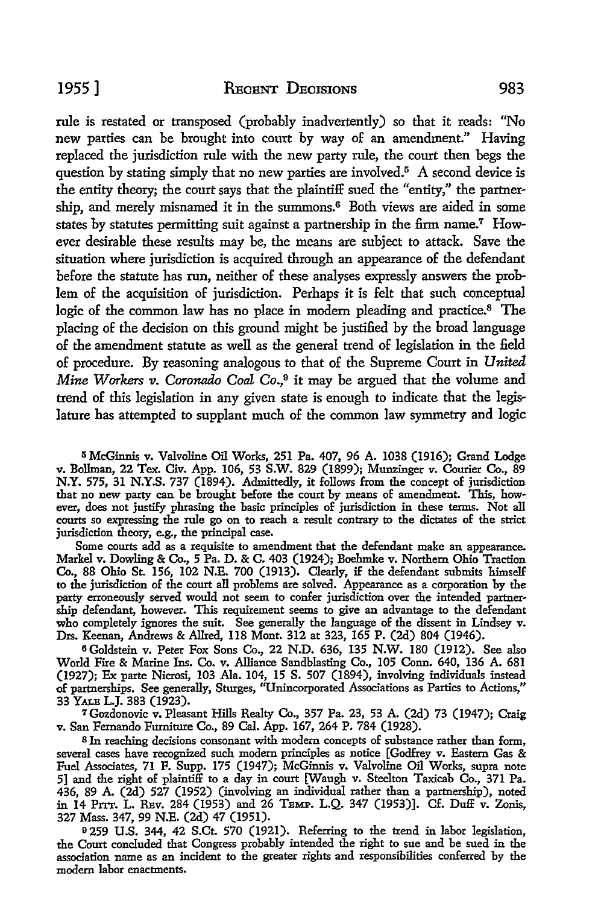rule is restated or transposed (probably inadvertently) so that it reads: "No new parties can be brought into court by way of an amendment." Having replaced the jurisdiction rule with the new party rule, the court then begs the question by stating simply that no new parties are involved.[5] A second device is the entity theory; the court says that the plaintiff sued the "entity," the partnership, and merely misnamed it in the summons.[6] Both views are aided in some states by statutes permitting suit against a partnership in the firm name.[7] However desirable these results may be, the means are subject to attack. Save the situation where jurisdiction is acquired through an appearance of the defendant before the statute has run, neither of these analyses expressly answers the problem of the acquisition of jurisdiction. Perhaps it is felt that such conceptual logic of the common law has no place in modern pleading and practice.[8] The placing of the decision on this ground might be justified by the broad language of the amendment statute as well as the general trend of legislation in the field of procedure. By reasoning analogous to that of the Supreme Court in *United Mine Workers v. Coronado Coal Co.*,[9] it may be argued that the volume and trend of this legislation in any given state is enough to indicate that the legislature has attempted to supplant much of the common law symmetry and logic

[5] McGinnis v. Valvoline Oil Works, 251 Pa. 407, 96 A. 1038 (1916); Grand Lodge v. Bollman, 22 Tex. Civ. App. 106, 53 S.W. 829 (1899); Munzinger v. Courier Co., 89 N.Y. 575, 31 N.Y.S. 737 (1894). Admittedly, it follows from the concept of jurisdiction that no new party can be brought before the court by means of amendment. This, however, does not justify phrasing the basic principles of jurisdiction in these terms. Not all courts so expressing the rule go on to reach a result contrary to the dictates of the strict jurisdiction theory, e.g., the principal case.

Some courts add as a requisite to amendment that the defendant make an appearance. Markel v. Dowling & Co., 5 Pa. D. & C. 403 (1924); Boehmke v. Northern Ohio Traction Co., 88 Ohio St. 156, 102 N.E. 700 (1913). Clearly, if the defendant submits himself to the jurisdiction of the court all problems are solved. Appearance as a corporation by the party erroneously served would not seem to confer jurisdiction over the intended partnership defendant, however. This requirement seems to give an advantage to the defendant who completely ignores the suit. See generally the language of the dissent in Lindsey v. Drs. Keenan, Andrews & Allred, 118 Mont. 312 at 323, 165 P. (2d) 804 (1946).

[6] Goldstein v. Peter Fox Sons Co., 22 N.D. 636, 135 N.W. 180 (1912). See also World Fire & Marine Ins. Co. v. Alliance Sandblasting Co., 105 Conn. 640, 136 A. 681 (1927); Ex parte Nicrosi, 103 Ala. 104, 15 S. 507 (1894), involving individuals instead of partnerships. See generally, Sturges, "Unincorporated Associations as Parties to Actions," 33 YALE L.J. 383 (1923).

[7] Gozdonovic v. Pleasant Hills Realty Co., 357 Pa. 23, 53 A. (2d) 73 (1947); Craig v. San Fernando Furniture Co., 89 Cal. App. 167, 264 P. 784 (1928).

[8] In reaching decisions consonant with modern concepts of substance rather than form, several cases have recognized such modern principles as notice [Godfrey v. Eastern Gas & Fuel Associates, 71 F. Supp. 175 (1947); McGinnis v. Valvoline Oil Works, supra note 5] and the right of plaintiff to a day in court [Waugh v. Steelton Taxicab Co., 371 Pa. 436, 89 A. (2d) 527 (1952) (involving an individual rather than a partnership), noted in 14 PITT. L. REV. 284 (1953) and 26 TEMP. L.Q. 347 (1953)]. Cf. Duff v. Zonis, 327 Mass. 347, 99 N.E. (2d) 47 (1951).

[9] 259 U.S. 344, 42 S.Ct. 570 (1921). Referring to the trend in labor legislation, the Court concluded that Congress probably intended the right to sue and be sued in the association name as an incident to the greater rights and responsibilities conferred by the modern labor enactments.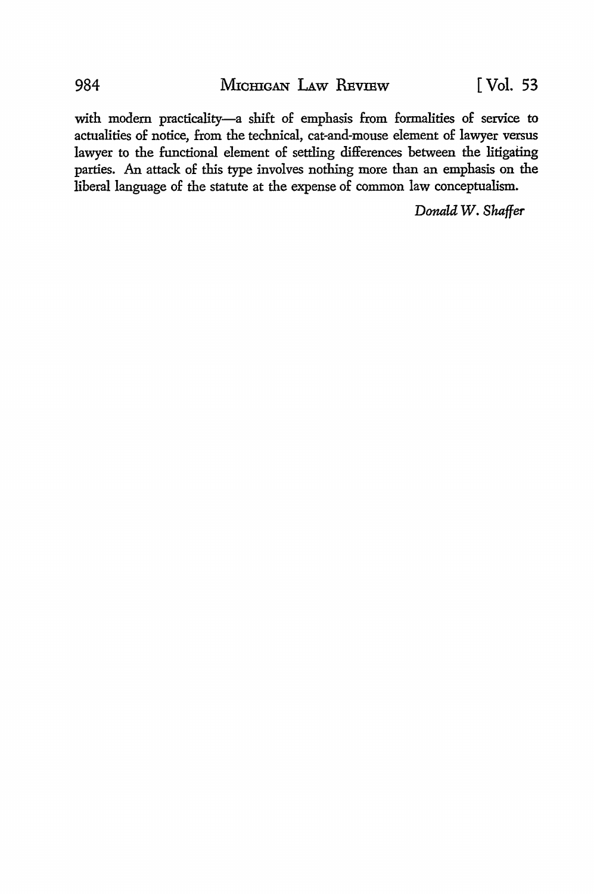with modern practicality—a shift of emphasis from formalities of service to actualities of notice, from the technical, cat-and-mouse element of lawyer versus lawyer to the functional element of settling differences between the litigating parties. An attack of this type involves nothing more than an emphasis on the liberal language of the statute at the expense of common law conceptualism.

*Donald W. Shaffer*